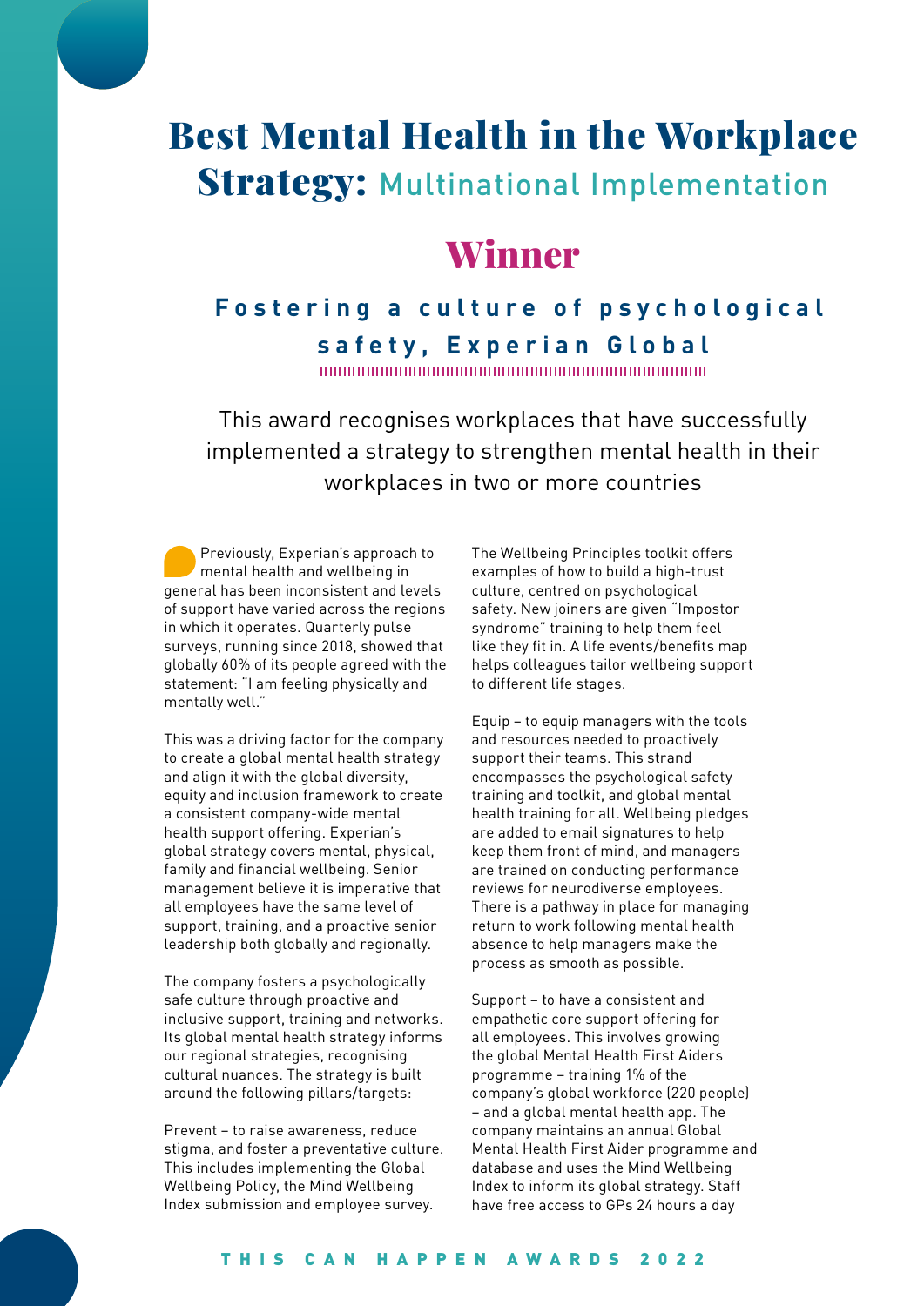# Best Mental Health in the Workplace Strategy: Multinational Implementation

## Winner

### Fostering a culture of psychological safety, Experian Global

This award recognises workplaces that have successfully implemented a strategy to strengthen mental health in their workplaces in two or more countries

Previously, Experian's approach to mental health and wellbeing in general has been inconsistent and levels of support have varied across the regions in which it operates. Quarterly pulse surveys, running since 2018, showed that globally 60% of its people agreed with the statement: "I am feeling physically and mentally well."

This was a driving factor for the company to create a global mental health strategy and align it with the global diversity, equity and inclusion framework to create a consistent company-wide mental health support offering. Experian's global strategy covers mental, physical, family and financial wellbeing. Senior management believe it is imperative that all employees have the same level of support, training, and a proactive senior leadership both globally and regionally.

The company fosters a psychologically safe culture through proactive and inclusive support, training and networks. Its global mental health strategy informs our regional strategies, recognising cultural nuances. The strategy is built around the following pillars/targets:

Prevent – to raise awareness, reduce stigma, and foster a preventative culture. This includes implementing the Global Wellbeing Policy, the Mind Wellbeing Index submission and employee survey.

The Wellbeing Principles toolkit offers examples of how to build a high-trust culture, centred on psychological safety. New joiners are given "Impostor syndrome" training to help them feel like they fit in. A life events/benefits map helps colleagues tailor wellbeing support to different life stages.

Equip – to equip managers with the tools and resources needed to proactively support their teams. This strand encompasses the psychological safety training and toolkit, and global mental health training for all. Wellbeing pledges are added to email signatures to help keep them front of mind, and managers are trained on conducting performance reviews for neurodiverse employees. There is a pathway in place for managing return to work following mental health absence to help managers make the process as smooth as possible.

Support – to have a consistent and empathetic core support offering for all employees. This involves growing the global Mental Health First Aiders programme – training 1% of the company's global workforce (220 people) – and a global mental health app. The company maintains an annual Global Mental Health First Aider programme and database and uses the Mind Wellbeing Index to inform its global strategy. Staff have free access to GPs 24 hours a day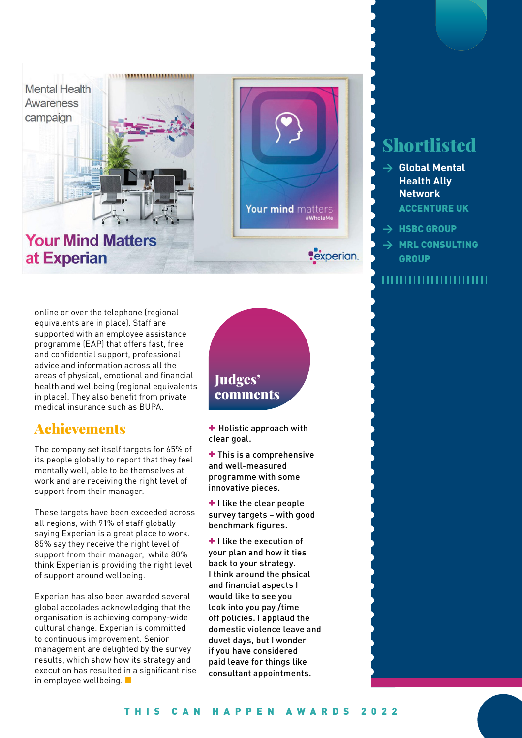Mental Health Awareness campaign

Your Mind Matters at Experian

Your mind matters #WholeMe

experian.

online or over the telephone (regional equivalents are in place). Staff are supported with an employee assistance programme (EAP) that offers fast, free and confidential support, professional advice and information across all the areas of physical, emotional and financial health and wellbeing (regional equivalents in place). They also benefit from private medical insurance such as BUPA.

## Achievements

The company set itself targets for 65% of its people globally to report that they feel mentally well, able to be themselves at work and are receiving the right level of support from their manager.

These targets have been exceeded across all regions, with 91% of staff globally saying Experian is a great place to work. 85% say they receive the right level of support from their manager, while 80% think Experian is providing the right level of support around wellbeing.

Experian has also been awarded several global accolades acknowledging that the organisation is achieving company-wide cultural change. Experian is committed to continuous improvement. Senior management are delighted by the survey results, which show how its strategy and execution has resulted in a significant rise in employee wellbeing.

## Judges' comments

+ Holistic approach with clear goal.

+ This is a comprehensive and well-measured programme with some innovative pieces.

+ I like the clear people survey targets – with good benchmark figures.

+ I like the execution of your plan and how it ties back to your strategy. I think around the phsical and financial aspects I would like to see you look into you pay /time off policies. I applaud the domestic violence leave and duvet days, but I wonder if you have considered paid leave for things like consultant appointments.

## Shortlisted

- **Global Mental Health Ally Network** ACCENTURE UK
- HSBC GROUP
- MRL CONSULTING GROUP